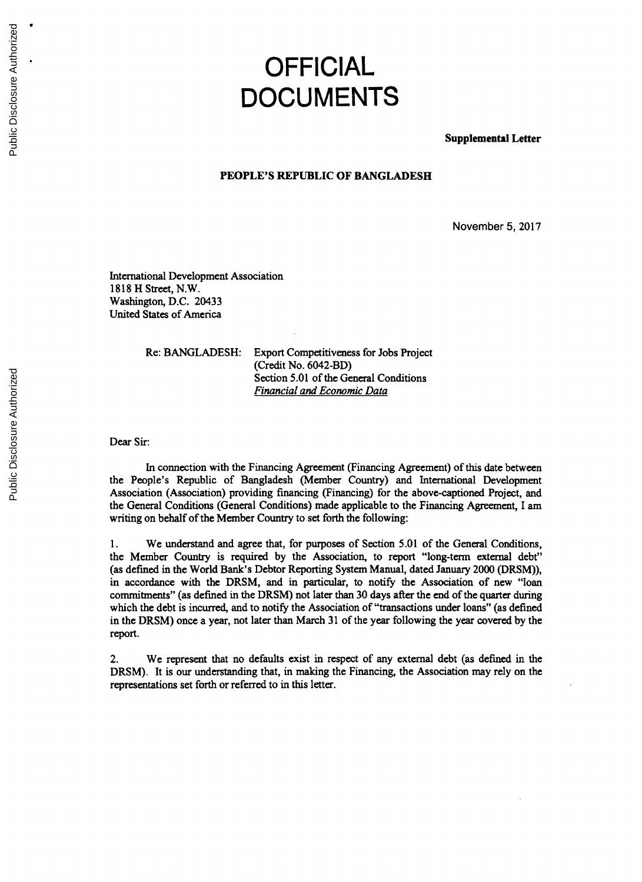# OFFICIAL DOCUMENTS

**Supplemental Letter**

**PEOPLE'S REPUBLIC OF BANGLADESH**

November 5, 2017

International Development Association
1818 H Street, N.W.
Washington, D.C. 20433
United States of America

Re: BANGLADESH: Export Competitiveness for Jobs Project
(Credit No. 6042-BD)
Section 5.01 of the General Conditions
*Financial and Economic Data*

Dear Sir:

In connection with the Financing Agreement (Financing Agreement) of this date between the People's Republic of Bangladesh (Member Country) and International Development Association (Association) providing financing (Financing) for the above-captioned Project, and the General Conditions (General Conditions) made applicable to the Financing Agreement, I am writing on behalf of the Member Country to set forth the following:

1. We understand and agree that, for purposes of Section 5.01 of the General Conditions, the Member Country is required by the Association, to report "long-term external debt" (as defined in the World Bank's Debtor Reporting System Manual, dated January 2000 (DRSM)), in accordance with the DRSM, and in particular, to notify the Association of new "loan commitments" (as defined in the DRSM) not later than 30 days after the end of the quarter during which the debt is incurred, and to notify the Association of "transactions under loans" (as defined in the DRSM) once a year, not later than March 31 of the year following the year covered by the report.

2. We represent that no defaults exist in respect of any external debt (as defined in the DRSM). It is our understanding that, in making the Financing, the Association may rely on the representations set forth or referred to in this letter.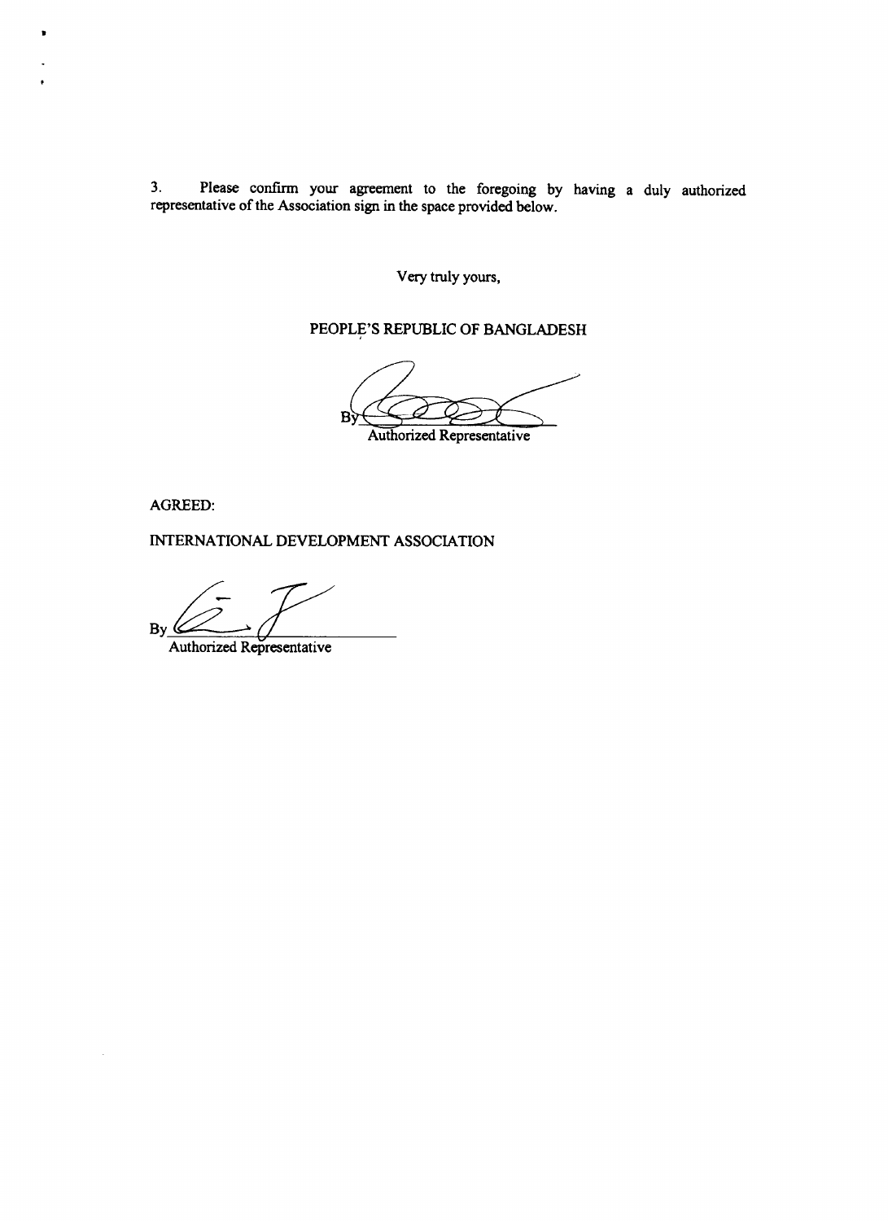3. Please confirm your agreement to the foregoing by having a duly authorized representative of the Association sign in the space provided below.

Very truly yours,

PEOPLE'S REPUBLIC OF BANGLADESH

By ____________________
Authorized Representative

AGREED:

INTERNATIONAL DEVELOPMENT ASSOCIATION

By ____________________
Authorized Representative